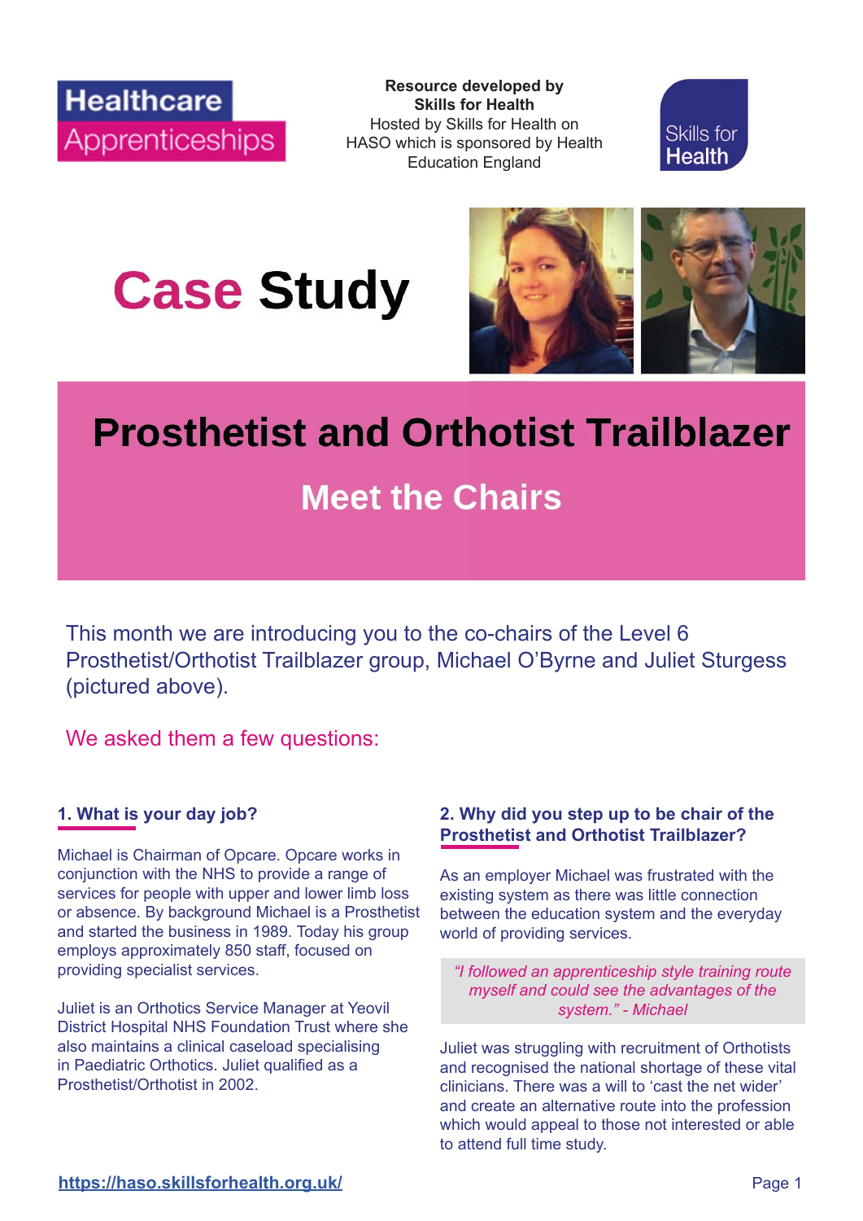Healthcare Apprenticeships

**Resource developed by Skills for Health**
Hosted by Skills for Health on HASO which is sponsored by Health Education England

Skills for Health

# Case Study

# Prosthetist and Orthotist Trailblazer

## Meet the Chairs

This month we are introducing you to the co-chairs of the Level 6 Prosthetist/Orthotist Trailblazer group, Michael O'Byrne and Juliet Sturgess (pictured above).

We asked them a few questions:

### 1. What is your day job?

Michael is Chairman of Opcare. Opcare works in conjunction with the NHS to provide a range of services for people with upper and lower limb loss or absence. By background Michael is a Prosthetist and started the business in 1989. Today his group employs approximately 850 staff, focused on providing specialist services.

Juliet is an Orthotics Service Manager at Yeovil District Hospital NHS Foundation Trust where she also maintains a clinical caseload specialising in Paediatric Orthotics. Juliet qualified as a Prosthetist/Orthotist in 2002.

### 2. Why did you step up to be chair of the Prosthetist and Orthotist Trailblazer?

As an employer Michael was frustrated with the existing system as there was little connection between the education system and the everyday world of providing services.

> *"I followed an apprenticeship style training route myself and could see the advantages of the system." - Michael*

Juliet was struggling with recruitment of Orthotists and recognised the national shortage of these vital clinicians. There was a will to 'cast the net wider' and create an alternative route into the profession which would appeal to those not interested or able to attend full time study.

https://haso.skillsforhealth.org.uk/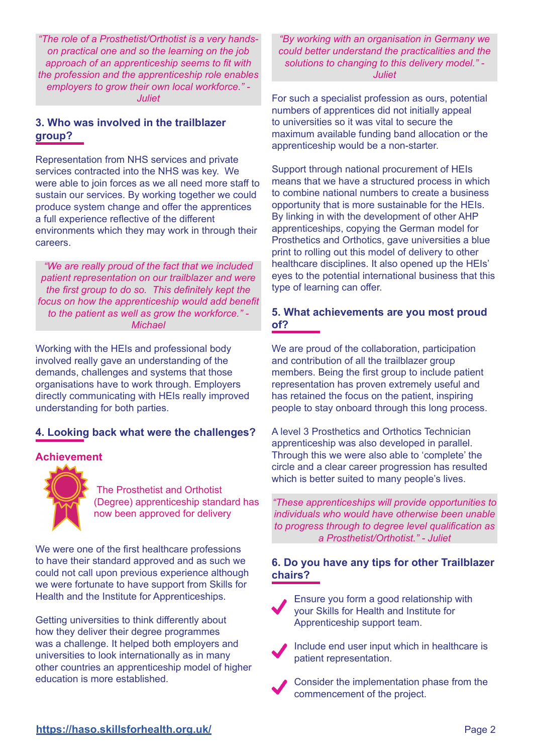*"The role of a Prosthetist/Orthotist is a very hands-on practical one and so the learning on the job approach of an apprenticeship seems to fit with the profession and the apprenticeship role enables employers to grow their own local workforce." - Juliet*

### 3. Who was involved in the trailblazer group?

Representation from NHS services and private services contracted into the NHS was key. We were able to join forces as we all need more staff to sustain our services. By working together we could produce system change and offer the apprentices a full experience reflective of the different environments which they may work in through their careers.

*"We are really proud of the fact that we included patient representation on our trailblazer and were the first group to do so. This definitely kept the focus on how the apprenticeship would add benefit to the patient as well as grow the workforce." - Michael*

Working with the HEIs and professional body involved really gave an understanding of the demands, challenges and systems that those organisations have to work through. Employers directly communicating with HEIs really improved understanding for both parties.

### 4. Looking back what were the challenges?

**Achievement**

The Prosthetist and Orthotist (Degree) apprenticeship standard has now been approved for delivery

We were one of the first healthcare professions to have their standard approved and as such we could not call upon previous experience although we were fortunate to have support from Skills for Health and the Institute for Apprenticeships.

Getting universities to think differently about how they deliver their degree programmes was a challenge. It helped both employers and universities to look internationally as in many other countries an apprenticeship model of higher education is more established.

*"By working with an organisation in Germany we could better understand the practicalities and the solutions to changing to this delivery model." - Juliet*

For such a specialist profession as ours, potential numbers of apprentices did not initially appeal to universities so it was vital to secure the maximum available funding band allocation or the apprenticeship would be a non-starter.

Support through national procurement of HEIs means that we have a structured process in which to combine national numbers to create a business opportunity that is more sustainable for the HEIs. By linking in with the development of other AHP apprenticeships, copying the German model for Prosthetics and Orthotics, gave universities a blue print to rolling out this model of delivery to other healthcare disciplines. It also opened up the HEIs' eyes to the potential international business that this type of learning can offer.

### 5. What achievements are you most proud of?

We are proud of the collaboration, participation and contribution of all the trailblazer group members. Being the first group to include patient representation has proven extremely useful and has retained the focus on the patient, inspiring people to stay onboard through this long process.

A level 3 Prosthetics and Orthotics Technician apprenticeship was also developed in parallel. Through this we were also able to 'complete' the circle and a clear career progression has resulted which is better suited to many people's lives.

*"These apprenticeships will provide opportunities to individuals who would have otherwise been unable to progress through to degree level qualification as a Prosthetist/Orthotist." - Juliet*

### 6. Do you have any tips for other Trailblazer chairs?

- Ensure you form a good relationship with your Skills for Health and Institute for Apprenticeship support team.
- Include end user input which in healthcare is patient representation.
- Consider the implementation phase from the commencement of the project.

https://haso.skillsforhealth.org.uk/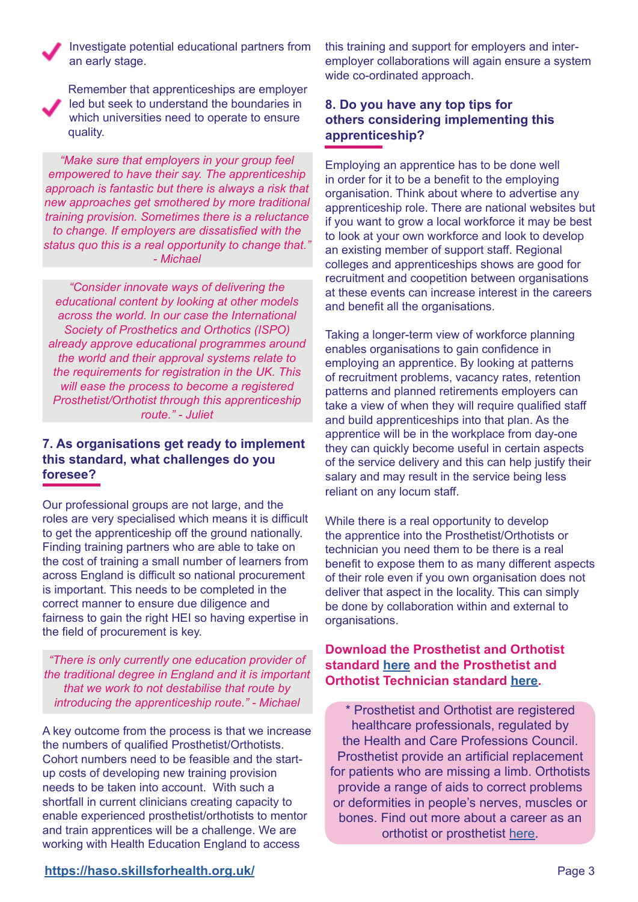- Investigate potential educational partners from an early stage.
- Remember that apprenticeships are employer led but seek to understand the boundaries in which universities need to operate to ensure quality.

*"Make sure that employers in your group feel empowered to have their say. The apprenticeship approach is fantastic but there is always a risk that new approaches get smothered by more traditional training provision. Sometimes there is a reluctance to change. If employers are dissatisfied with the status quo this is a real opportunity to change that." - Michael*

*"Consider innovate ways of delivering the educational content by looking at other models across the world. In our case the International Society of Prosthetics and Orthotics (ISPO) already approve educational programmes around the world and their approval systems relate to the requirements for registration in the UK. This will ease the process to become a registered Prosthetist/Orthotist through this apprenticeship route." - Juliet*

## 7. As organisations get ready to implement this standard, what challenges do you foresee?

Our professional groups are not large, and the roles are very specialised which means it is difficult to get the apprenticeship off the ground nationally. Finding training partners who are able to take on the cost of training a small number of learners from across England is difficult so national procurement is important. This needs to be completed in the correct manner to ensure due diligence and fairness to gain the right HEI so having expertise in the field of procurement is key.

*"There is only currently one education provider of the traditional degree in England and it is important that we work to not destabilise that route by introducing the apprenticeship route." - Michael*

A key outcome from the process is that we increase the numbers of qualified Prosthetist/Orthotists. Cohort numbers need to be feasible and the start-up costs of developing new training provision needs to be taken into account. With such a shortfall in current clinicians creating capacity to enable experienced prosthetist/orthotists to mentor and train apprentices will be a challenge. We are working with Health Education England to access this training and support for employers and inter-employer collaborations will again ensure a system wide co-ordinated approach.

## 8. Do you have any top tips for others considering implementing this apprenticeship?

Employing an apprentice has to be done well in order for it to be a benefit to the employing organisation. Think about where to advertise any apprenticeship role. There are national websites but if you want to grow a local workforce it may be best to look at your own workforce and look to develop an existing member of support staff. Regional colleges and apprenticeships shows are good for recruitment and coopetition between organisations at these events can increase interest in the careers and benefit all the organisations.

Taking a longer-term view of workforce planning enables organisations to gain confidence in employing an apprentice. By looking at patterns of recruitment problems, vacancy rates, retention patterns and planned retirements employers can take a view of when they will require qualified staff and build apprenticeships into that plan. As the apprentice will be in the workplace from day-one they can quickly become useful in certain aspects of the service delivery and this can help justify their salary and may result in the service being less reliant on any locum staff.

While there is a real opportunity to develop the apprentice into the Prosthetist/Orthotists or technician you need them to be there is a real benefit to expose them to as many different aspects of their role even if you own organisation does not deliver that aspect in the locality. This can simply be done by collaboration within and external to organisations.

**Download the Prosthetist and Orthotist standard here and the Prosthetist and Orthotist Technician standard here.**

\* Prosthetist and Orthotist are registered healthcare professionals, regulated by the Health and Care Professions Council. Prosthetist provide an artificial replacement for patients who are missing a limb. Orthotists provide a range of aids to correct problems or deformities in people's nerves, muscles or bones. Find out more about a career as an orthotist or prosthetist here.

https://haso.skillsforhealth.org.uk/